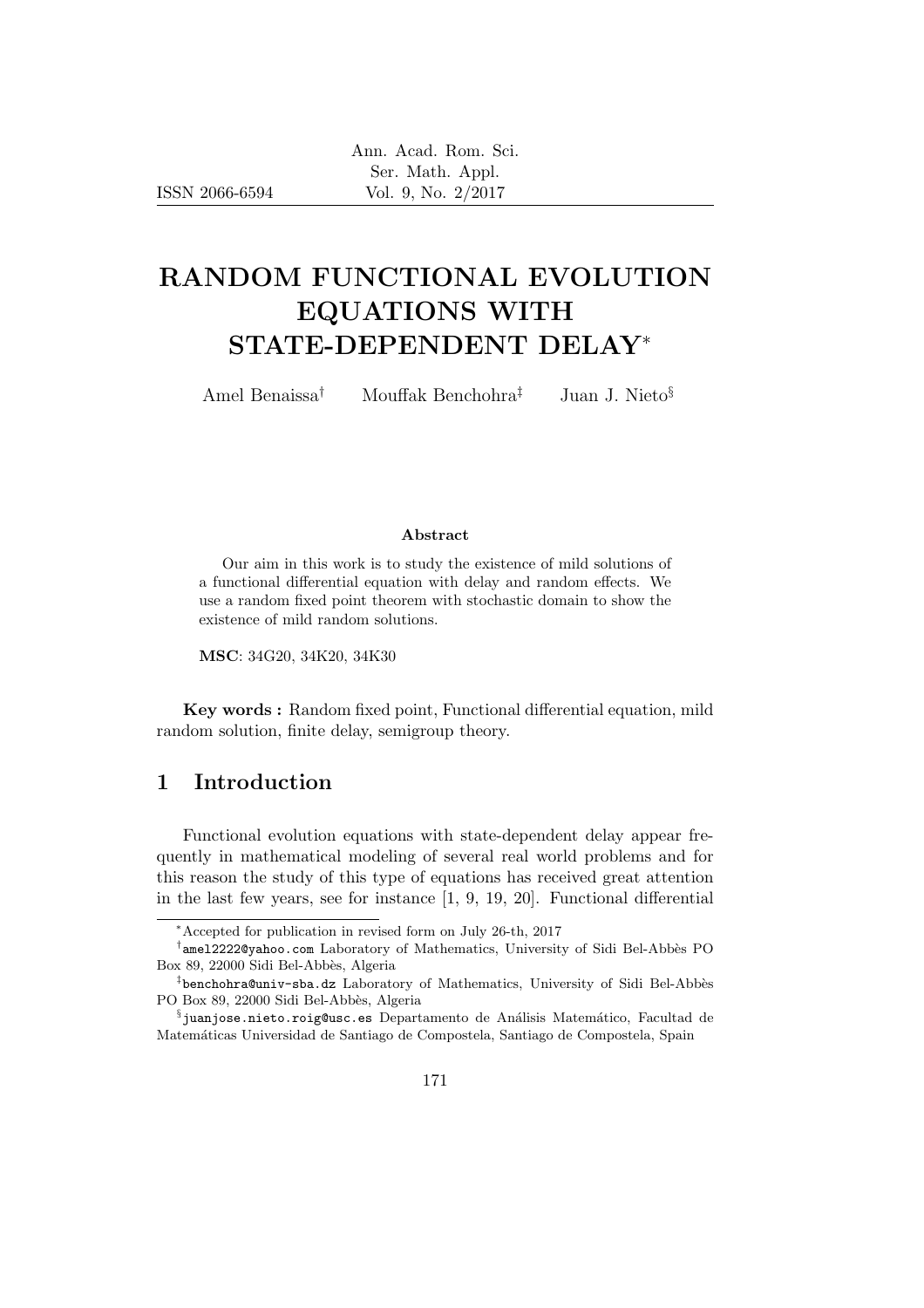ISSN 2066-6594

# RANDOM FUNCTIONAL EVOLUTION EQUATIONS WITH STATE-DEPENDENT DELAY*

Amel Benaissa[†] Mouffak Benchohra[‡] Juan J. Nieto[§]

**Abstract**

Our aim in this work is to study the existence of mild solutions of a functional differential equation with delay and random effects. We use a random fixed point theorem with stochastic domain to show the existence of mild random solutions.

**MSC**: 34G20, 34K20, 34K30

**Key words :** Random fixed point, Functional differential equation, mild random solution, finite delay, semigroup theory.

## 1 Introduction

Functional evolution equations with state-dependent delay appear frequently in mathematical modeling of several real world problems and for this reason the study of this type of equations has received great attention in the last few years, see for instance [1, 9, 19, 20]. Functional differential

---

*Accepted for publication in revised form on July 26-th, 2017

[†] amel2222@yahoo.com Laboratory of Mathematics, University of Sidi Bel-Abbès PO Box 89, 22000 Sidi Bel-Abbès, Algeria

[‡] benchohra@univ-sba.dz Laboratory of Mathematics, University of Sidi Bel-Abbès PO Box 89, 22000 Sidi Bel-Abbès, Algeria

[§] juanjose.nieto.roig@usc.es Departamento de Análisis Matemático, Facultad de Matemáticas Universidad de Santiago de Compostela, Santiago de Compostela, Spain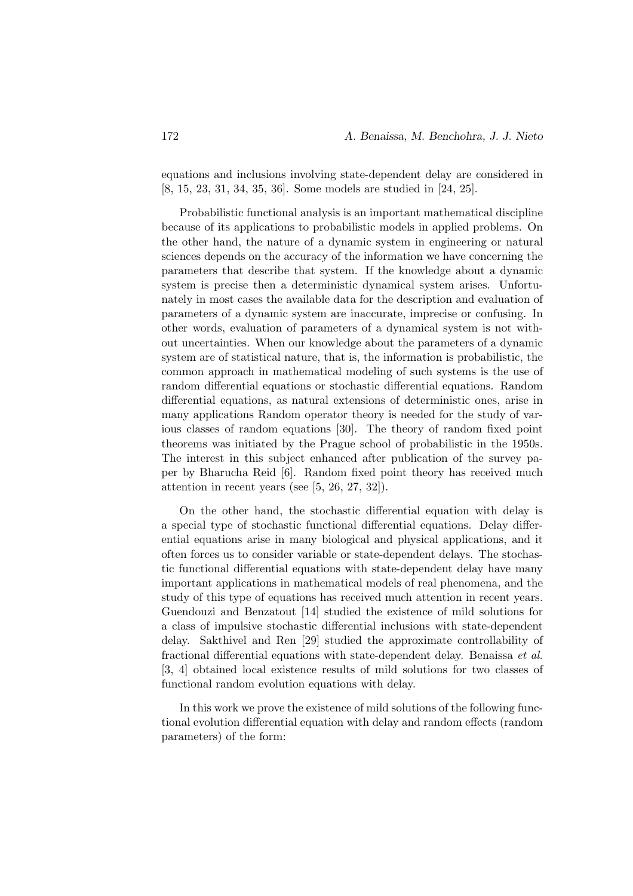equations and inclusions involving state-dependent delay are considered in [8, 15, 23, 31, 34, 35, 36]. Some models are studied in [24, 25].

Probabilistic functional analysis is an important mathematical discipline because of its applications to probabilistic models in applied problems. On the other hand, the nature of a dynamic system in engineering or natural sciences depends on the accuracy of the information we have concerning the parameters that describe that system. If the knowledge about a dynamic system is precise then a deterministic dynamical system arises. Unfortunately in most cases the available data for the description and evaluation of parameters of a dynamic system are inaccurate, imprecise or confusing. In other words, evaluation of parameters of a dynamical system is not without uncertainties. When our knowledge about the parameters of a dynamic system are of statistical nature, that is, the information is probabilistic, the common approach in mathematical modeling of such systems is the use of random differential equations or stochastic differential equations. Random differential equations, as natural extensions of deterministic ones, arise in many applications Random operator theory is needed for the study of various classes of random equations [30]. The theory of random fixed point theorems was initiated by the Prague school of probabilistic in the 1950s. The interest in this subject enhanced after publication of the survey paper by Bharucha Reid [6]. Random fixed point theory has received much attention in recent years (see [5, 26, 27, 32]).

On the other hand, the stochastic differential equation with delay is a special type of stochastic functional differential equations. Delay differential equations arise in many biological and physical applications, and it often forces us to consider variable or state-dependent delays. The stochastic functional differential equations with state-dependent delay have many important applications in mathematical models of real phenomena, and the study of this type of equations has received much attention in recent years. Guendouzi and Benzatout [14] studied the existence of mild solutions for a class of impulsive stochastic differential inclusions with state-dependent delay. Sakthivel and Ren [29] studied the approximate controllability of fractional differential equations with state-dependent delay. Benaissa *et al.* [3, 4] obtained local existence results of mild solutions for two classes of functional random evolution equations with delay.

In this work we prove the existence of mild solutions of the following functional evolution differential equation with delay and random effects (random parameters) of the form: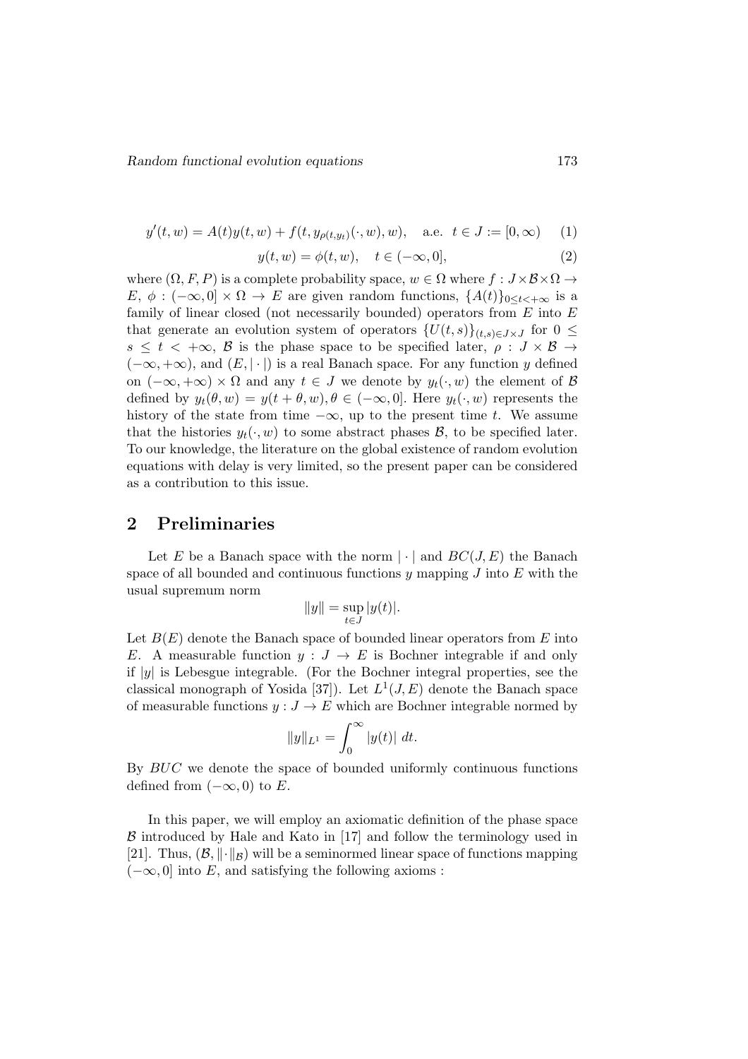$$y'(t,w) = A(t)y(t,w) + f(t, y_{\rho(t,y_t)}(\cdot,w), w), \quad \text{a.e. } t \in J := [0,\infty) \tag{1}$$

$$y(t,w) = \phi(t,w), \quad t \in (-\infty, 0], \tag{2}$$

where $(\Omega, F, P)$ is a complete probability space, $w \in \Omega$ where $f : J \times \mathcal{B} \times \Omega \to E$, $\phi : (-\infty, 0] \times \Omega \to E$ are given random functions, $\{A(t)\}_{0 \leq t < +\infty}$ is a family of linear closed (not necessarily bounded) operators from $E$ into $E$ that generate an evolution system of operators $\{U(t,s)\}_{(t,s) \in J \times J}$ for $0 \leq s \leq t < +\infty$, $\mathcal{B}$ is the phase space to be specified later, $\rho : J \times \mathcal{B} \to (-\infty, +\infty)$, and $(E, |\cdot|)$ is a real Banach space. For any function $y$ defined on $(-\infty, +\infty) \times \Omega$ and any $t \in J$ we denote by $y_t(\cdot, w)$ the element of $\mathcal{B}$ defined by $y_t(\theta, w) = y(t+\theta, w), \theta \in (-\infty, 0]$. Here $y_t(\cdot, w)$ represents the history of the state from time $-\infty$, up to the present time $t$. We assume that the histories $y_t(\cdot, w)$ to some abstract phases $\mathcal{B}$, to be specified later. To our knowledge, the literature on the global existence of random evolution equations with delay is very limited, so the present paper can be considered as a contribution to this issue.

## 2 Preliminaries

Let $E$ be a Banach space with the norm $|\cdot|$ and $BC(J, E)$ the Banach space of all bounded and continuous functions $y$ mapping $J$ into $E$ with the usual supremum norm

$$\|y\| = \sup_{t \in J} |y(t)|.$$

Let $B(E)$ denote the Banach space of bounded linear operators from $E$ into $E$. A measurable function $y : J \to E$ is Bochner integrable if and only if $|y|$ is Lebesgue integrable. (For the Bochner integral properties, see the classical monograph of Yosida [37]). Let $L^1(J, E)$ denote the Banach space of measurable functions $y : J \to E$ which are Bochner integrable normed by

$$\|y\|_{L^1} = \int_0^\infty |y(t)| \, dt.$$

By $BUC$ we denote the space of bounded uniformly continuous functions defined from $(-\infty, 0)$ to $E$.

In this paper, we will employ an axiomatic definition of the phase space $\mathcal{B}$ introduced by Hale and Kato in [17] and follow the terminology used in [21]. Thus, $(\mathcal{B}, \|\cdot\|_{\mathcal{B}})$ will be a seminormed linear space of functions mapping $(-\infty, 0]$ into $E$, and satisfying the following axioms :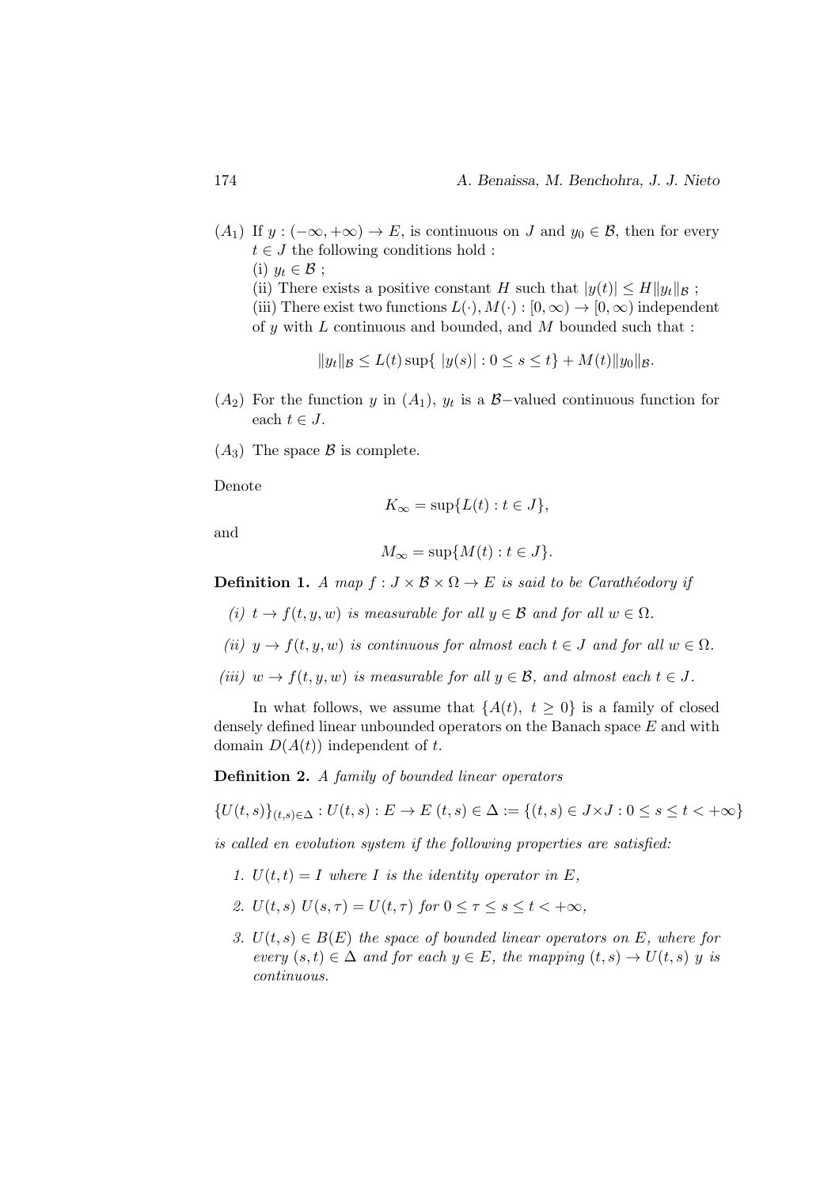$(A_1)$ If $y : (-\infty, +\infty) \to E$, is continuous on $J$ and $y_0 \in \mathcal{B}$, then for every $t \in J$ the following conditions hold :

(i) $y_t \in \mathcal{B}$ ;

(ii) There exists a positive constant $H$ such that $|y(t)| \leq H\|y_t\|_{\mathcal{B}}$ ;

(iii) There exist two functions $L(\cdot), M(\cdot) : [0, \infty) \to [0, \infty)$ independent of $y$ with $L$ continuous and bounded, and $M$ bounded such that :

$$\|y_t\|_{\mathcal{B}} \leq L(t) \sup\{\ |y(s)| : 0 \leq s \leq t\} + M(t)\|y_0\|_{\mathcal{B}}.$$

$(A_2)$ For the function $y$ in $(A_1)$, $y_t$ is a $\mathcal{B}-$valued continuous function for each $t \in J$.

$(A_3)$ The space $\mathcal{B}$ is complete.

Denote

$$K_\infty = \sup\{L(t) : t \in J\},$$

and

$$M_\infty = \sup\{M(t) : t \in J\}.$$

**Definition 1.** *A map $f : J \times \mathcal{B} \times \Omega \to E$ is said to be Carathéodory if*

*(i) $t \to f(t, y, w)$ is measurable for all $y \in \mathcal{B}$ and for all $w \in \Omega$.*

*(ii) $y \to f(t, y, w)$ is continuous for almost each $t \in J$ and for all $w \in \Omega$.*

*(iii) $w \to f(t, y, w)$ is measurable for all $y \in \mathcal{B}$, and almost each $t \in J$.*

In what follows, we assume that $\{A(t),\ t \geq 0\}$ is a family of closed densely defined linear unbounded operators on the Banach space $E$ and with domain $D(A(t))$ independent of $t$.

**Definition 2.** *A family of bounded linear operators*

$$\{U(t, s)\}_{(t,s)\in\Delta} : U(t, s) : E \to E\ (t, s) \in \Delta := \{(t, s) \in J \times J : 0 \leq s \leq t < +\infty\}$$

*is called en evolution system if the following properties are satisfied:*

1. *$U(t, t) = I$ where $I$ is the identity operator in $E$,*
2. *$U(t, s)\ U(s, \tau) = U(t, \tau)$ for $0 \leq \tau \leq s \leq t < +\infty$,*
3. *$U(t, s) \in B(E)$ the space of bounded linear operators on $E$, where for every $(s, t) \in \Delta$ and for each $y \in E$, the mapping $(t, s) \to U(t, s)\ y$ is continuous.*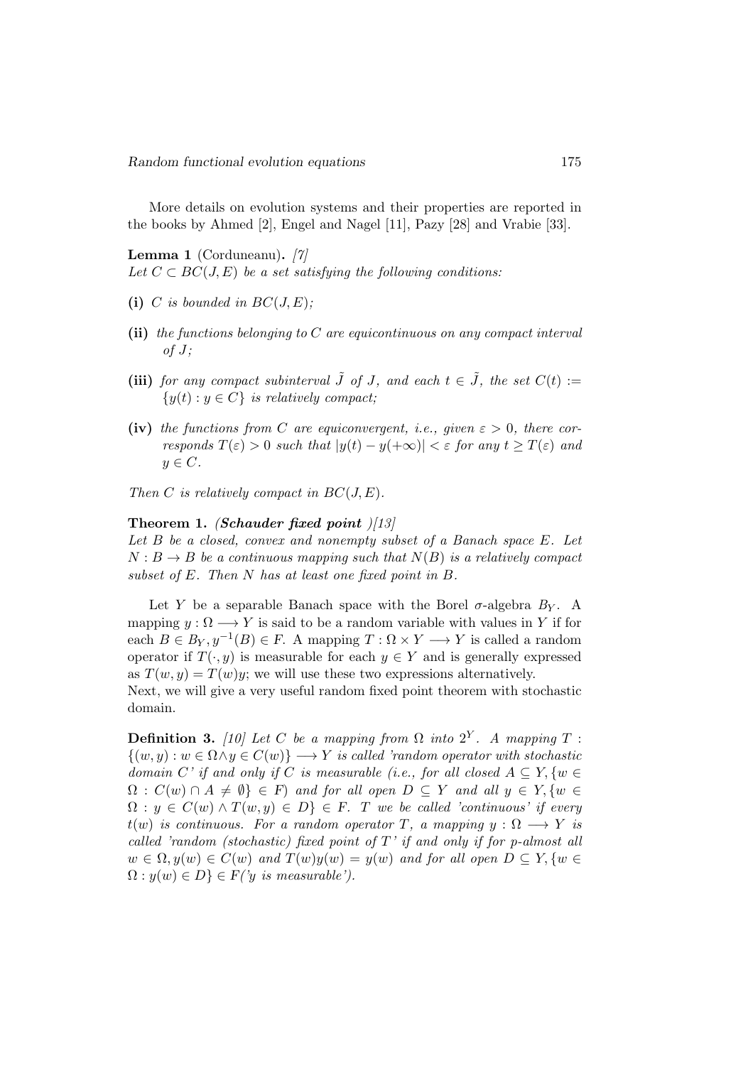More details on evolution systems and their properties are reported in the books by Ahmed [2], Engel and Nagel [11], Pazy [28] and Vrabie [33].

**Lemma 1** (Corduneanu)**.** *[7]*
*Let $C \subset BC(J, E)$ be a set satisfying the following conditions:*

- **(i)** *$C$ is bounded in $BC(J, E)$;*
- **(ii)** *the functions belonging to $C$ are equicontinuous on any compact interval of $J$;*
- **(iii)** *for any compact subinterval $\tilde{J}$ of $J$, and each $t \in \tilde{J}$, the set $C(t) := \{y(t) : y \in C\}$ is relatively compact;*
- **(iv)** *the functions from $C$ are equiconvergent, i.e., given $\varepsilon > 0$, there corresponds $T(\varepsilon) > 0$ such that $|y(t) - y(+\infty)| < \varepsilon$ for any $t \geq T(\varepsilon)$ and $y \in C$.*

*Then $C$ is relatively compact in $BC(J, E)$.*

**Theorem 1.** ***(Schauder fixed point** )[13]*
*Let $B$ be a closed, convex and nonempty subset of a Banach space $E$. Let $N : B \to B$ be a continuous mapping such that $N(B)$ is a relatively compact subset of $E$. Then $N$ has at least one fixed point in $B$.*

Let $Y$ be a separable Banach space with the Borel $\sigma$-algebra $B_Y$. A mapping $y : \Omega \longrightarrow Y$ is said to be a random variable with values in $Y$ if for each $B \in B_Y, y^{-1}(B) \in F$. A mapping $T : \Omega \times Y \longrightarrow Y$ is called a random operator if $T(\cdot, y)$ is measurable for each $y \in Y$ and is generally expressed as $T(w, y) = T(w)y$; we will use these two expressions alternatively.
Next, we will give a very useful random fixed point theorem with stochastic domain.

**Definition 3.** *[10] Let $C$ be a mapping from $\Omega$ into $2^Y$. A mapping $T : \{(w, y) : w \in \Omega \wedge y \in C(w)\} \longrightarrow Y$ is called 'random operator with stochastic domain $C$' if and only if $C$ is measurable (i.e., for all closed $A \subseteq Y, \{w \in \Omega : C(w) \cap A \neq \emptyset\} \in F$) and for all open $D \subseteq Y$ and all $y \in Y, \{w \in \Omega : y \in C(w) \wedge T(w, y) \in D\} \in F$. $T$ we be called 'continuous' if every $t(w)$ is continuous. For a random operator $T$, a mapping $y : \Omega \longrightarrow Y$ is called 'random (stochastic) fixed point of $T$' if and only if for p-almost all $w \in \Omega, y(w) \in C(w)$ and $T(w)y(w) = y(w)$ and for all open $D \subseteq Y, \{w \in \Omega : y(w) \in D\} \in F$('y is measurable').*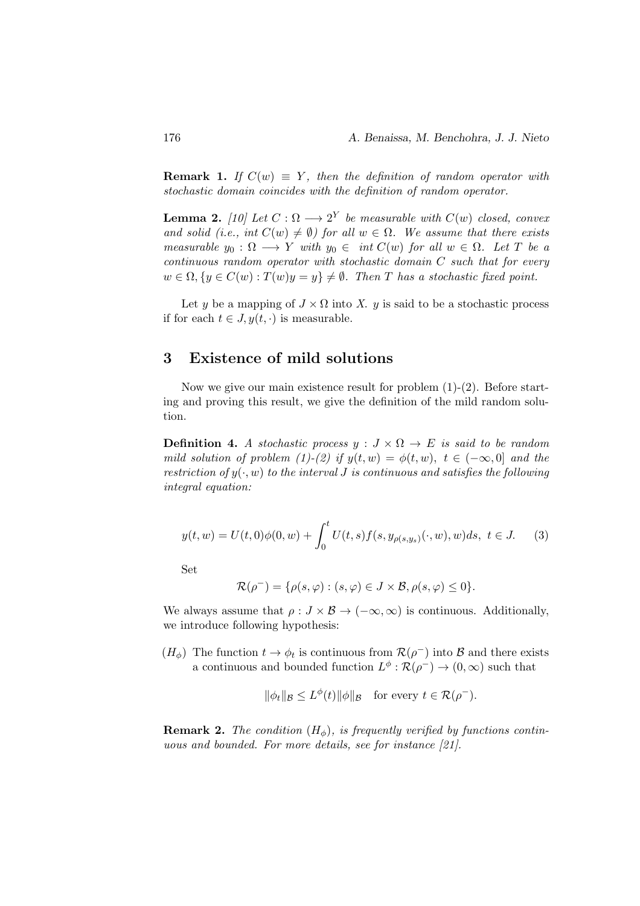**Remark 1.** *If $C(w) \equiv Y$, then the definition of random operator with stochastic domain coincides with the definition of random operator.*

**Lemma 2.** *[10] Let $C : \Omega \longrightarrow 2^Y$ be measurable with $C(w)$ closed, convex and solid (i.e., $int\ C(w) \neq \emptyset$) for all $w \in \Omega$. We assume that there exists measurable $y_0 : \Omega \longrightarrow Y$ with $y_0 \in\ int\ C(w)$ for all $w \in \Omega$. Let $T$ be a continuous random operator with stochastic domain $C$ such that for every $w \in \Omega, \{y \in C(w) : T(w)y = y\} \neq \emptyset$. Then $T$ has a stochastic fixed point.*

Let $y$ be a mapping of $J \times \Omega$ into $X$. $y$ is said to be a stochastic process if for each $t \in J, y(t, \cdot)$ is measurable.

## 3 Existence of mild solutions

Now we give our main existence result for problem (1)-(2). Before starting and proving this result, we give the definition of the mild random solution.

**Definition 4.** *A stochastic process $y : J \times \Omega \to E$ is said to be random mild solution of problem (1)-(2) if $y(t, w) = \phi(t, w),\ t \in (-\infty, 0]$ and the restriction of $y(\cdot, w)$ to the interval $J$ is continuous and satisfies the following integral equation:*

$$y(t, w) = U(t, 0)\phi(0, w) + \int_0^t U(t, s)f(s, y_{\rho(s,y_s)}(\cdot, w), w)ds,\ t \in J. \quad (3)$$

Set

$$\mathcal{R}(\rho^-) = \{\rho(s, \varphi) : (s, \varphi) \in J \times \mathcal{B}, \rho(s, \varphi) \leq 0\}.$$

We always assume that $\rho : J \times \mathcal{B} \to (-\infty, \infty)$ is continuous. Additionally, we introduce following hypothesis:

$(H_\phi)$ The function $t \to \phi_t$ is continuous from $\mathcal{R}(\rho^-)$ into $\mathcal{B}$ and there exists a continuous and bounded function $L^\phi : \mathcal{R}(\rho^-) \to (0, \infty)$ such that

$$\|\phi_t\|_{\mathcal{B}} \leq L^\phi(t)\|\phi\|_{\mathcal{B}} \quad \text{for every } t \in \mathcal{R}(\rho^-).$$

**Remark 2.** *The condition $(H_\phi)$, is frequently verified by functions continuous and bounded. For more details, see for instance [21].*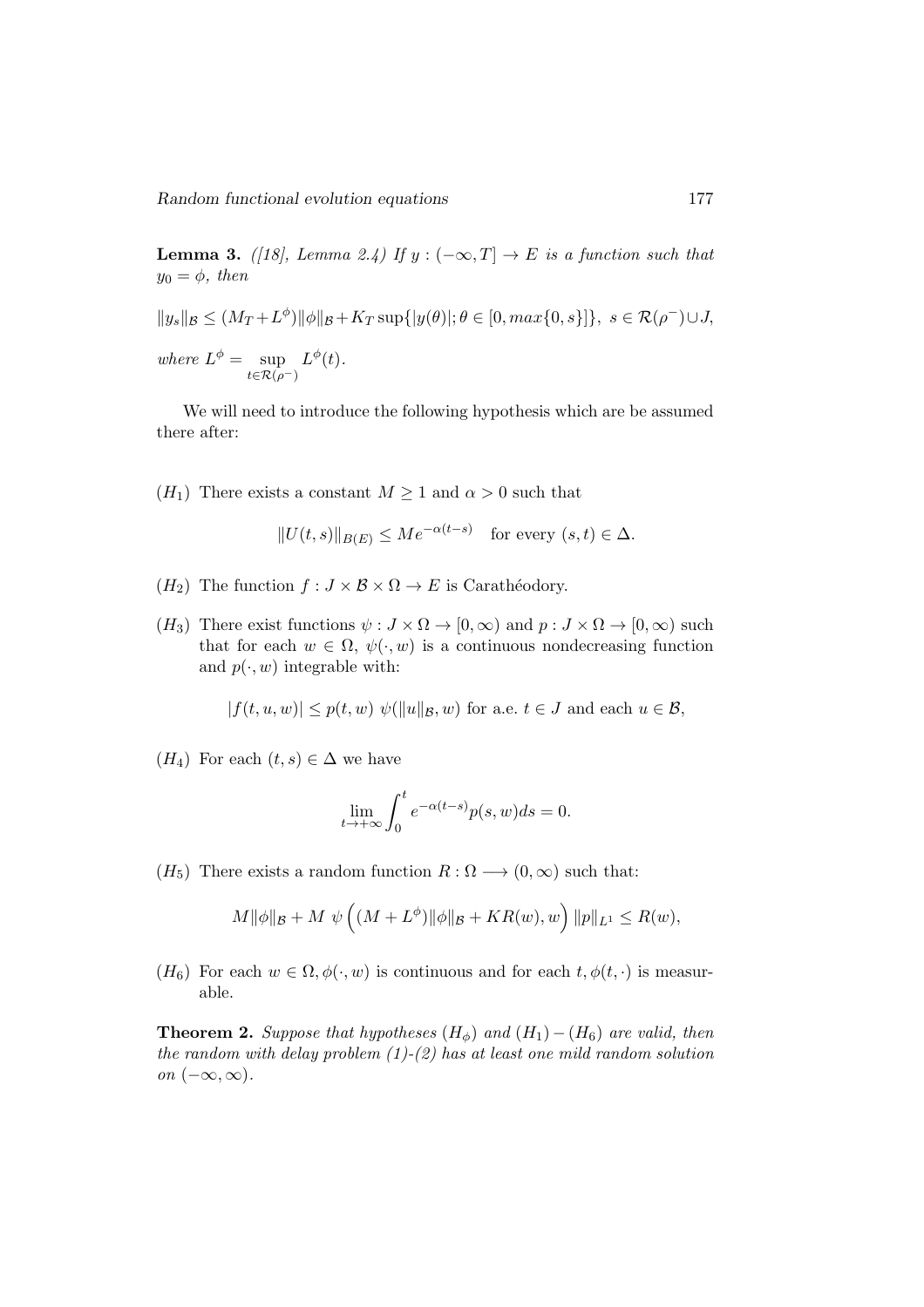**Lemma 3.** *([18], Lemma 2.4) If $y : (-\infty, T] \to E$ is a function such that $y_0 = \phi$, then*

$$\|y_s\|_{\mathcal{B}} \leq (M_T + L^\phi)\|\phi\|_{\mathcal{B}} + K_T \sup\{|y(\theta)|; \theta \in [0, max\{0, s\}]\},\ s \in \mathcal{R}(\rho^-) \cup J,$$

*where* $L^\phi = \sup_{t \in \mathcal{R}(\rho^-)} L^\phi(t)$.

We will need to introduce the following hypothesis which are be assumed there after:

$(H_1)$ There exists a constant $M \geq 1$ and $\alpha > 0$ such that

$$\|U(t,s)\|_{B(E)} \leq M e^{-\alpha(t-s)} \quad \text{for every } (s,t) \in \Delta.$$

$(H_2)$ The function $f : J \times \mathcal{B} \times \Omega \to E$ is Carathéodory.

$(H_3)$ There exist functions $\psi : J \times \Omega \to [0, \infty)$ and $p : J \times \Omega \to [0, \infty)$ such that for each $w \in \Omega$, $\psi(\cdot, w)$ is a continuous nondecreasing function and $p(\cdot, w)$ integrable with:

$$|f(t, u, w)| \leq p(t, w)\ \psi(\|u\|_{\mathcal{B}}, w) \text{ for a.e. } t \in J \text{ and each } u \in \mathcal{B},$$

$(H_4)$ For each $(t, s) \in \Delta$ we have

$$\lim_{t \to +\infty} \int_0^t e^{-\alpha(t-s)} p(s, w) ds = 0.$$

$(H_5)$ There exists a random function $R : \Omega \longrightarrow (0, \infty)$ such that:

$$M\|\phi\|_{\mathcal{B}} + M\ \psi\left((M + L^\phi)\|\phi\|_{\mathcal{B}} + KR(w), w\right) \|p\|_{L^1} \leq R(w),$$

$(H_6)$ For each $w \in \Omega, \phi(\cdot, w)$ is continuous and for each $t, \phi(t, \cdot)$ is measurable.

**Theorem 2.** *Suppose that hypotheses $(H_\phi)$ and $(H_1) - (H_6)$ are valid, then the random with delay problem (1)-(2) has at least one mild random solution on $(-\infty, \infty)$.*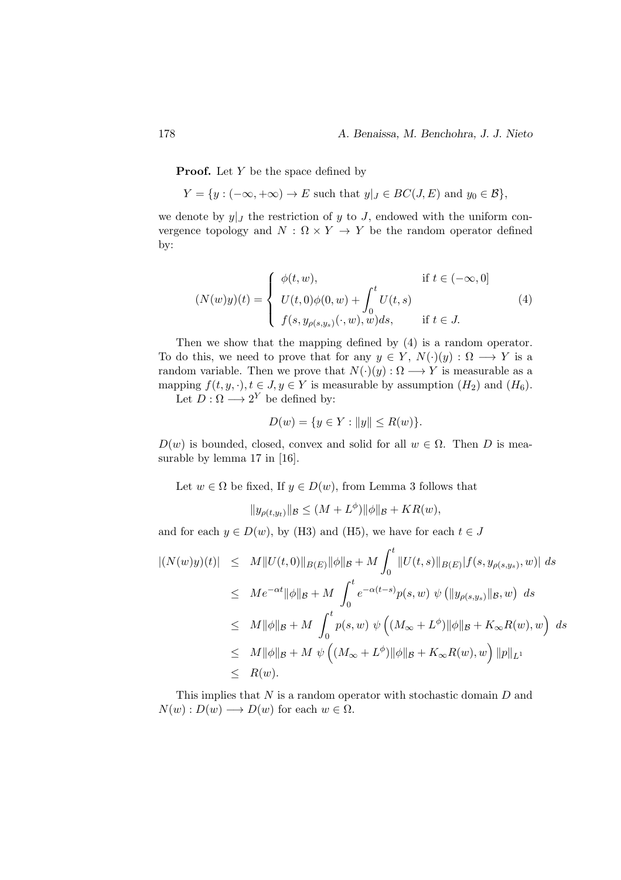**Proof.** Let $Y$ be the space defined by

$$Y = \{y : (-\infty, +\infty) \to E \text{ such that } y|_J \in BC(J, E) \text{ and } y_0 \in \mathcal{B}\},$$

we denote by $y|_J$ the restriction of $y$ to $J$, endowed with the uniform convergence topology and $N : \Omega \times Y \to Y$ be the random operator defined by:

$$(N(w)y)(t) = \begin{cases} \phi(t, w), & \text{if } t \in (-\infty, 0] \\ U(t, 0)\phi(0, w) + \displaystyle\int_0^t U(t, s) & \\ f(s, y_{\rho(s,y_s)}(\cdot, w), w)ds, & \text{if } t \in J. \end{cases} \tag{4}$$

Then we show that the mapping defined by (4) is a random operator. To do this, we need to prove that for any $y \in Y$, $N(\cdot)(y) : \Omega \longrightarrow Y$ is a random variable. Then we prove that $N(\cdot)(y) : \Omega \longrightarrow Y$ is measurable as a mapping $f(t, y, \cdot), t \in J, y \in Y$ is measurable by assumption $(H_2)$ and $(H_6)$.

Let $D : \Omega \longrightarrow 2^Y$ be defined by:

$$D(w) = \{y \in Y : \|y\| \leq R(w)\}.$$

$D(w)$ is bounded, closed, convex and solid for all $w \in \Omega$. Then $D$ is measurable by lemma 17 in [16].

Let $w \in \Omega$ be fixed, If $y \in D(w)$, from Lemma 3 follows that

$$\|y_{\rho(t,y_t)}\|_{\mathcal{B}} \leq (M + L^\phi)\|\phi\|_{\mathcal{B}} + KR(w),$$

and for each $y \in D(w)$, by (H3) and (H5), we have for each $t \in J$

$$\begin{aligned}
|(N(w)y)(t)| &\leq M\|U(t, 0)\|_{B(E)}\|\phi\|_{\mathcal{B}} + M\int_0^t \|U(t, s)\|_{B(E)}|f(s, y_{\rho(s,y_s)}, w)|\, ds \\
&\leq Me^{-\alpha t}\|\phi\|_{\mathcal{B}} + M \int_0^t e^{-\alpha(t-s)}p(s, w)\ \psi\left(\|y_{\rho(s,y_s)}\|_{\mathcal{B}}, w\right)\ ds \\
&\leq M\|\phi\|_{\mathcal{B}} + M \int_0^t p(s, w)\ \psi\Big((M_\infty + L^\phi)\|\phi\|_{\mathcal{B}} + K_\infty R(w), w\Big)\ ds \\
&\leq M\|\phi\|_{\mathcal{B}} + M\ \psi\Big((M_\infty + L^\phi)\|\phi\|_{\mathcal{B}} + K_\infty R(w), w\Big)\|p\|_{L^1} \\
&\leq R(w).
\end{aligned}$$

This implies that $N$ is a random operator with stochastic domain $D$ and $N(w) : D(w) \longrightarrow D(w)$ for each $w \in \Omega$.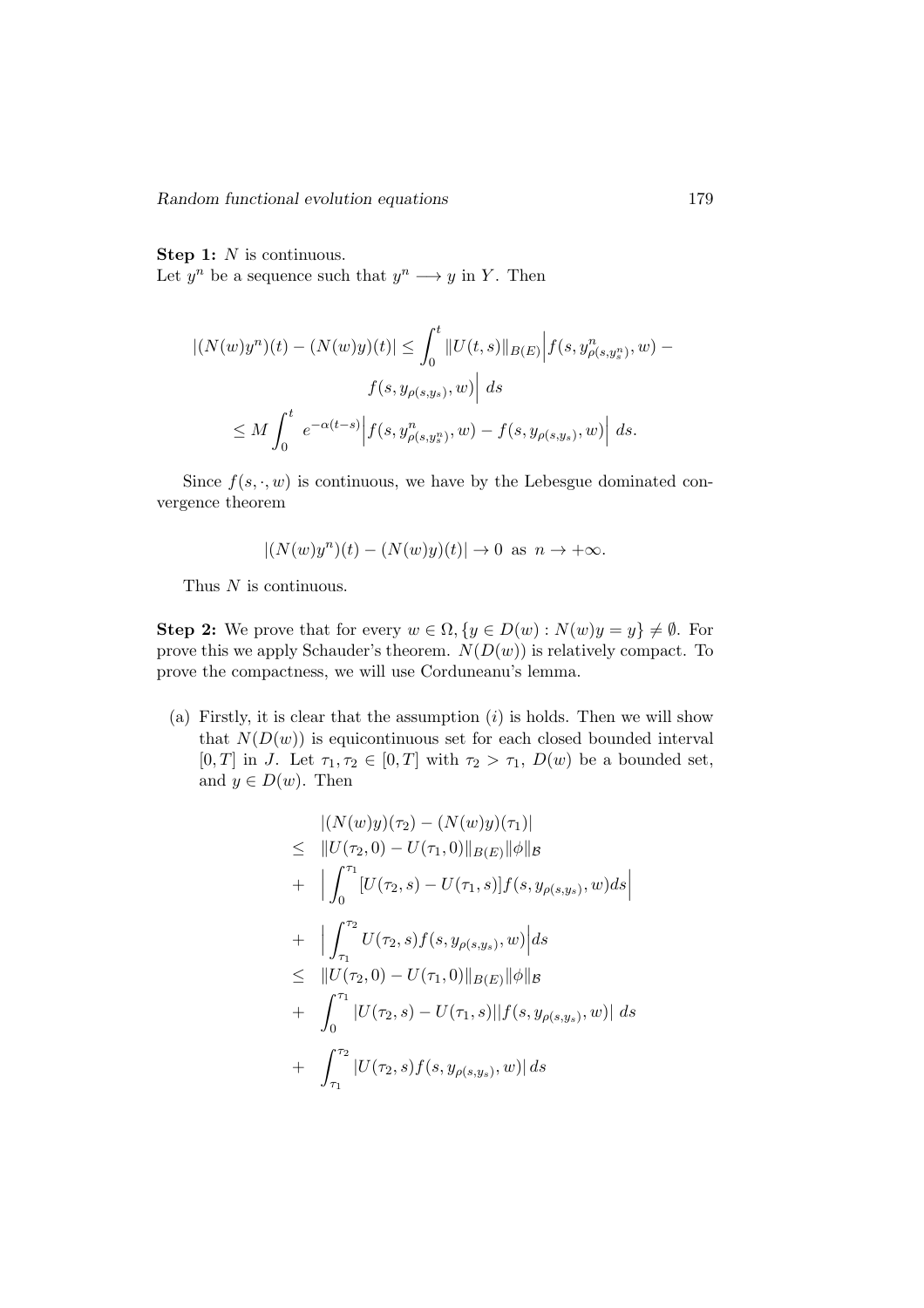**Step 1:** $N$ is continuous.
Let $y^n$ be a sequence such that $y^n \longrightarrow y$ in $Y$. Then

$$
\begin{aligned}
|(N(w)y^n)(t) - (N(w)y)(t)| &\leq \int_0^t \|U(t,s)\|_{B(E)} \Big| f(s, y^n_{\rho(s,y^n_s)}, w) - \\
&\qquad f(s, y_{\rho(s,y_s)}, w)\Big| \, ds \\
&\leq M \int_0^t e^{-\alpha(t-s)} \Big| f(s, y^n_{\rho(s,y^n_s)}, w) - f(s, y_{\rho(s,y_s)}, w)\Big| \, ds.
\end{aligned}
$$

Since $f(s, \cdot, w)$ is continuous, we have by the Lebesgue dominated convergence theorem

$$
|(N(w)y^n)(t) - (N(w)y)(t)| \to 0 \text{ as } n \to +\infty.
$$

Thus $N$ is continuous.

**Step 2:** We prove that for every $w \in \Omega, \{y \in D(w) : N(w)y = y\} \neq \emptyset$. For prove this we apply Schauder's theorem. $N(D(w))$ is relatively compact. To prove the compactness, we will use Corduneanu's lemma.

(a) Firstly, it is clear that the assumption $(i)$ is holds. Then we will show that $N(D(w))$ is equicontinuous set for each closed bounded interval $[0,T]$ in $J$. Let $\tau_1, \tau_2 \in [0,T]$ with $\tau_2 > \tau_1$, $D(w)$ be a bounded set, and $y \in D(w)$. Then

$$
\begin{aligned}
& |(N(w)y)(\tau_2) - (N(w)y)(\tau_1)| \\
\leq \;& \|U(\tau_2, 0) - U(\tau_1, 0)\|_{B(E)} \|\phi\|_{\mathcal{B}} \\
+ \;& \Big| \int_0^{\tau_1} [U(\tau_2, s) - U(\tau_1, s)] f(s, y_{\rho(s,y_s)}, w) ds \Big| \\
+ \;& \Big| \int_{\tau_1}^{\tau_2} U(\tau_2, s) f(s, y_{\rho(s,y_s)}, w) \Big| ds \\
\leq \;& \|U(\tau_2, 0) - U(\tau_1, 0)\|_{B(E)} \|\phi\|_{\mathcal{B}} \\
+ \;& \int_0^{\tau_1} |U(\tau_2, s) - U(\tau_1, s)| |f(s, y_{\rho(s,y_s)}, w)| \, ds \\
+ \;& \int_{\tau_1}^{\tau_2} |U(\tau_2, s) f(s, y_{\rho(s,y_s)}, w)| \, ds
\end{aligned}
$$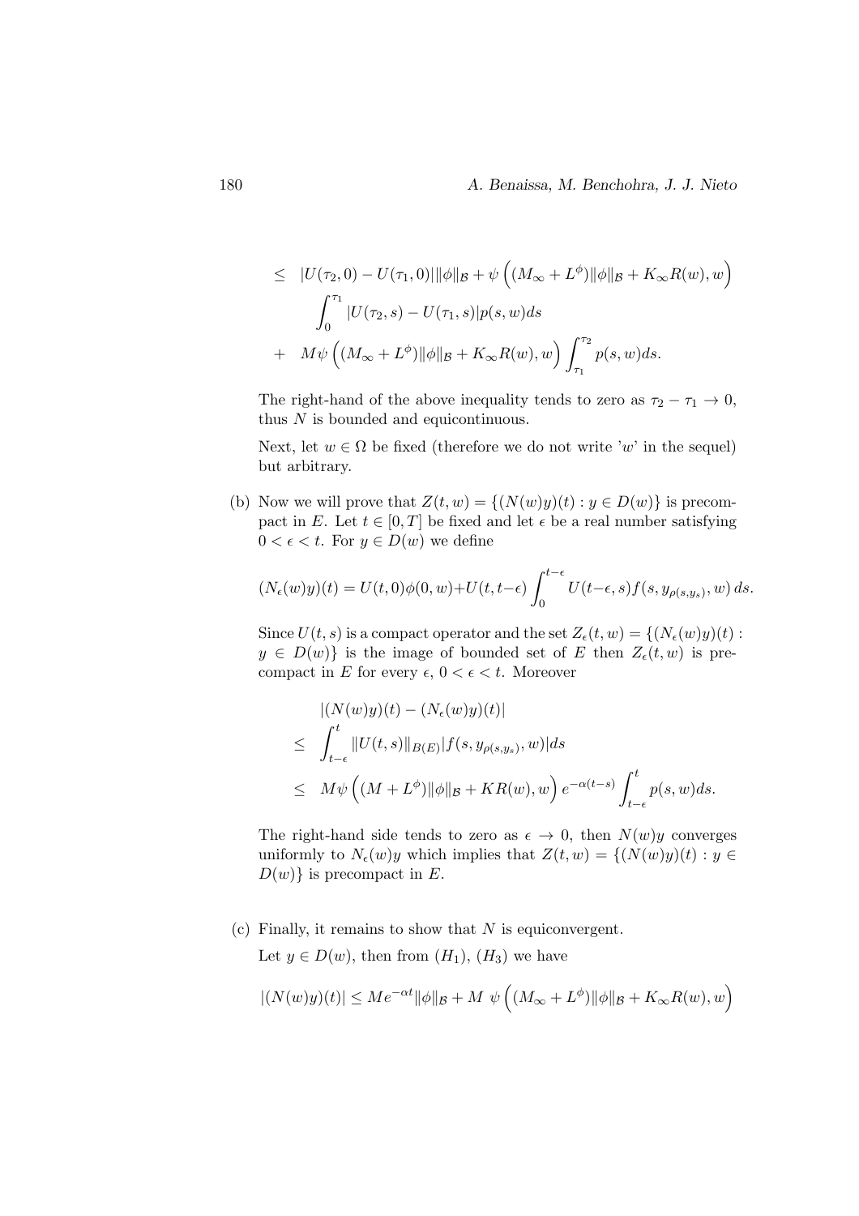$$
\begin{aligned}
&\leq \quad |U(\tau_2, 0) - U(\tau_1, 0)| \|\phi\|_{\mathcal{B}} + \psi\left( (M_\infty + L^\phi) \|\phi\|_{\mathcal{B}} + K_\infty R(w), w \right) \\
&\qquad \int_0^{\tau_1} |U(\tau_2, s) - U(\tau_1, s)| p(s, w) ds \\
&+ \quad M\psi\left( (M_\infty + L^\phi) \|\phi\|_{\mathcal{B}} + K_\infty R(w), w \right) \int_{\tau_1}^{\tau_2} p(s, w) ds.
\end{aligned}
$$

The right-hand of the above inequality tends to zero as $\tau_2 - \tau_1 \to 0$, thus $N$ is bounded and equicontinuous.

Next, let $w \in \Omega$ be fixed (therefore we do not write '$w$' in the sequel) but arbitrary.

(b) Now we will prove that $Z(t, w) = \{(N(w)y)(t) : y \in D(w)\}$ is precompact in $E$. Let $t \in [0, T]$ be fixed and let $\epsilon$ be a real number satisfying $0 < \epsilon < t$. For $y \in D(w)$ we define

$$
(N_\epsilon(w)y)(t) = U(t, 0)\phi(0, w) + U(t, t-\epsilon) \int_0^{t-\epsilon} U(t-\epsilon, s) f(s, y_{\rho(s, y_s)}, w) \, ds.
$$

Since $U(t, s)$ is a compact operator and the set $Z_\epsilon(t, w) = \{(N_\epsilon(w)y)(t) : y \in D(w)\}$ is the image of bounded set of $E$ then $Z_\epsilon(t, w)$ is precompact in $E$ for every $\epsilon$, $0 < \epsilon < t$. Moreover

$$
\begin{aligned}
& |(N(w)y)(t) - (N_\epsilon(w)y)(t)| \\
\leq & \int_{t-\epsilon}^{t} \|U(t, s)\|_{B(E)} |f(s, y_{\rho(s, y_s)}, w)| ds \\
\leq & \quad M\psi\left( (M + L^\phi) \|\phi\|_{\mathcal{B}} + KR(w), w \right) e^{-\alpha(t-s)} \int_{t-\epsilon}^{t} p(s, w) ds.
\end{aligned}
$$

The right-hand side tends to zero as $\epsilon \to 0$, then $N(w)y$ converges uniformly to $N_\epsilon(w)y$ which implies that $Z(t, w) = \{(N(w)y)(t) : y \in D(w)\}$ is precompact in $E$.

(c) Finally, it remains to show that $N$ is equiconvergent.

Let $y \in D(w)$, then from $(H_1)$, $(H_3)$ we have

$$
|(N(w)y)(t)| \leq M e^{-\alpha t} \|\phi\|_{\mathcal{B}} + M \; \psi\left( (M_\infty + L^\phi) \|\phi\|_{\mathcal{B}} + K_\infty R(w), w \right)
$$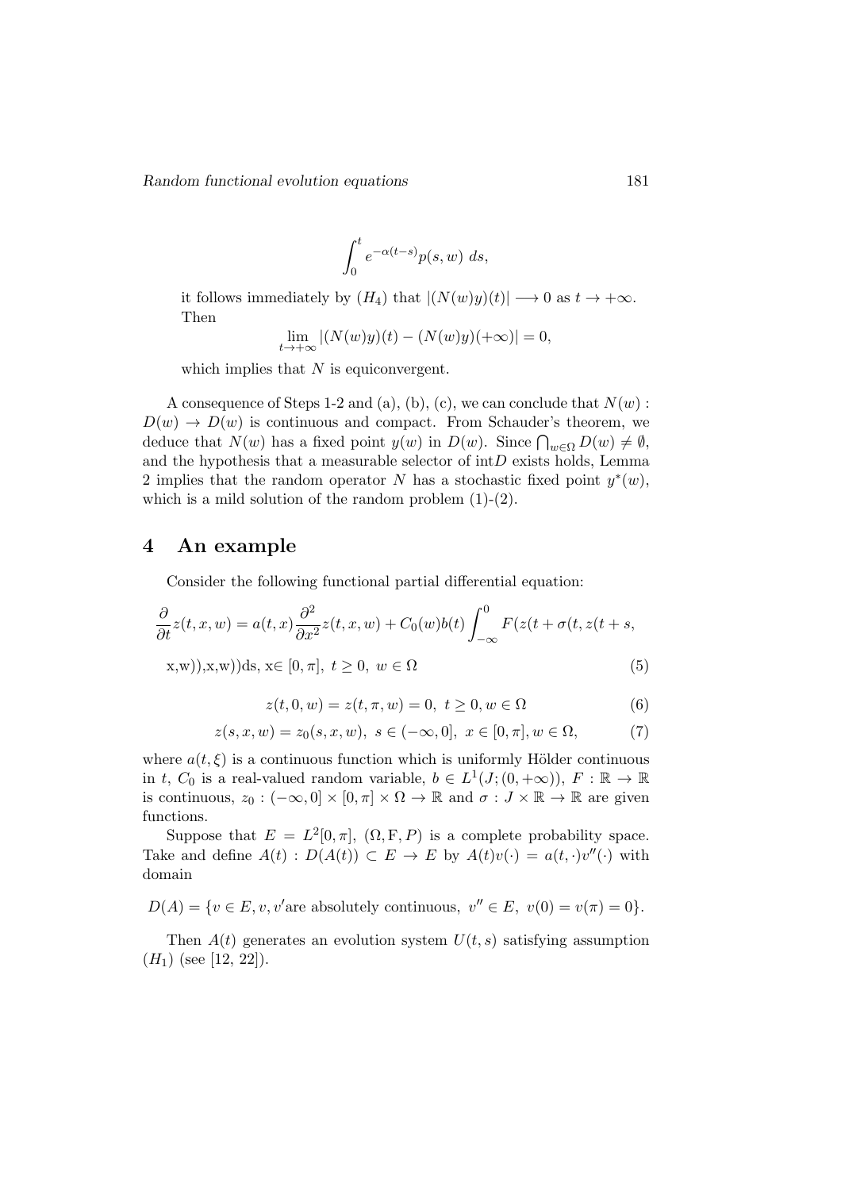$$\int_0^t e^{-\alpha(t-s)} p(s,w)\ ds,$$

it follows immediately by $(H_4)$ that $|(N(w)y)(t)| \longrightarrow 0$ as $t \to +\infty$. Then

$$\lim_{t\to+\infty} |(N(w)y)(t) - (N(w)y)(+\infty)| = 0,$$

which implies that $N$ is equiconvergent.

A consequence of Steps 1-2 and (a), (b), (c), we can conclude that $N(w) : D(w) \to D(w)$ is continuous and compact. From Schauder's theorem, we deduce that $N(w)$ has a fixed point $y(w)$ in $D(w)$. Since $\bigcap_{w\in\Omega} D(w) \neq \emptyset$, and the hypothesis that a measurable selector of int$D$ exists holds, Lemma 2 implies that the random operator $N$ has a stochastic fixed point $y^*(w)$, which is a mild solution of the random problem (1)-(2).

## 4 An example

Consider the following functional partial differential equation:

$$\frac{\partial}{\partial t} z(t,x,w) = a(t,x)\frac{\partial^2}{\partial x^2} z(t,x,w) + C_0(w)b(t)\int_{-\infty}^{0} F(z(t+\sigma(t, z(t+s,$$

$$\text{x,w})),\text{x,w}))\text{ds, x}\in [0,\pi],\ t \geq 0,\ w \in \Omega \tag{5}$$

$$z(t,0,w) = z(t,\pi,w) = 0,\ t \geq 0, w \in \Omega \tag{6}$$

$$z(s,x,w) = z_0(s,x,w),\ s \in (-\infty,0],\ x \in [0,\pi], w \in \Omega, \tag{7}$$

where $a(t,\xi)$ is a continuous function which is uniformly Hölder continuous in $t$, $C_0$ is a real-valued random variable, $b \in L^1(J;(0,+\infty))$, $F : \mathbb{R} \to \mathbb{R}$ is continuous, $z_0 : (-\infty,0] \times [0,\pi] \times \Omega \to \mathbb{R}$ and $\sigma : J \times \mathbb{R} \to \mathbb{R}$ are given functions.

Suppose that $E = L^2[0,\pi]$, $(\Omega, \mathrm{F}, P)$ is a complete probability space. Take and define $A(t) : D(A(t)) \subset E \to E$ by $A(t)v(\cdot) = a(t,\cdot)v''(\cdot)$ with domain

$$D(A) = \{v \in E, v, v'\text{are absolutely continuous},\ v'' \in E,\ v(0) = v(\pi) = 0\}.$$

Then $A(t)$ generates an evolution system $U(t,s)$ satisfying assumption $(H_1)$ (see [12, 22]).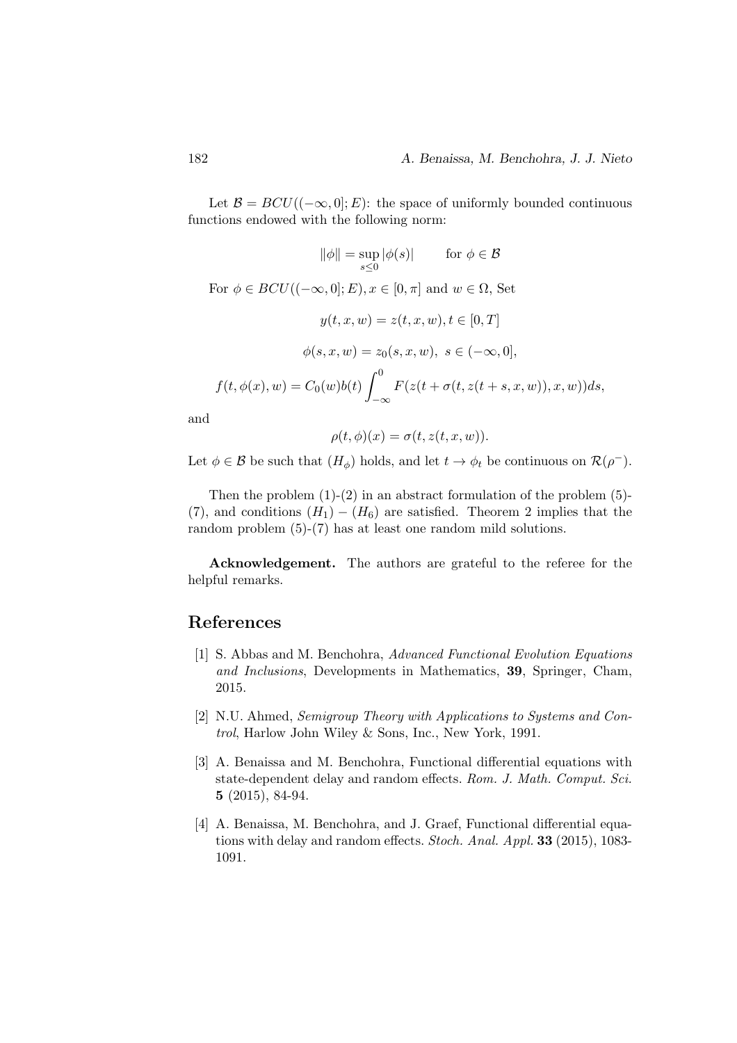Let $\mathcal{B} = BCU((-\infty, 0]; E)$: the space of uniformly bounded continuous functions endowed with the following norm:

$$\|\phi\| = \sup_{s \leq 0} |\phi(s)| \qquad \text{for } \phi \in \mathcal{B}$$

For $\phi \in BCU((-\infty, 0]; E), x \in [0, \pi]$ and $w \in \Omega$, Set

$$y(t, x, w) = z(t, x, w), t \in [0, T]$$

$$\phi(s, x, w) = z_0(s, x, w), \; s \in (-\infty, 0],$$

$$f(t, \phi(x), w) = C_0(w)b(t) \int_{-\infty}^{0} F(z(t + \sigma(t, z(t + s, x, w)), x, w))ds,$$

and

$$\rho(t, \phi)(x) = \sigma(t, z(t, x, w)).$$

Let $\phi \in \mathcal{B}$ be such that $(H_\phi)$ holds, and let $t \to \phi_t$ be continuous on $\mathcal{R}(\rho^-)$.

Then the problem (1)-(2) in an abstract formulation of the problem (5)-(7), and conditions $(H_1) - (H_6)$ are satisfied. Theorem 2 implies that the random problem (5)-(7) has at least one random mild solutions.

**Acknowledgement.** The authors are grateful to the referee for the helpful remarks.

## References

[1] S. Abbas and M. Benchohra, *Advanced Functional Evolution Equations and Inclusions*, Developments in Mathematics, **39**, Springer, Cham, 2015.

[2] N.U. Ahmed, *Semigroup Theory with Applications to Systems and Control*, Harlow John Wiley & Sons, Inc., New York, 1991.

[3] A. Benaissa and M. Benchohra, Functional differential equations with state-dependent delay and random effects. *Rom. J. Math. Comput. Sci.* **5** (2015), 84-94.

[4] A. Benaissa, M. Benchohra, and J. Graef, Functional differential equations with delay and random effects. *Stoch. Anal. Appl.* **33** (2015), 1083-1091.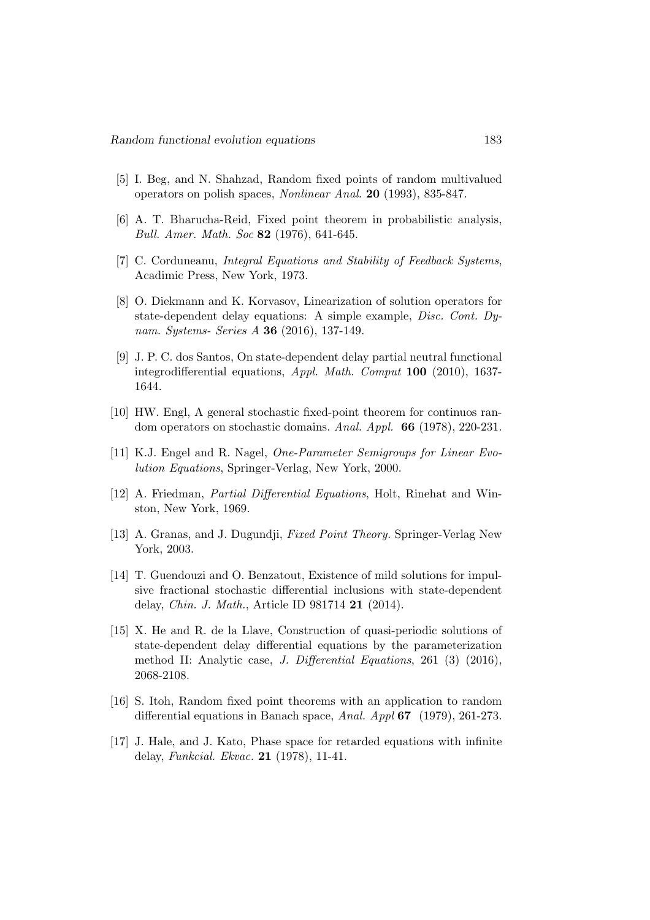[5] I. Beg, and N. Shahzad, Random fixed points of random multivalued operators on polish spaces, *Nonlinear Anal.* **20** (1993), 835-847.

[6] A. T. Bharucha-Reid, Fixed point theorem in probabilistic analysis, *Bull. Amer. Math. Soc* **82** (1976), 641-645.

[7] C. Corduneanu, *Integral Equations and Stability of Feedback Systems*, Acadimic Press, New York, 1973.

[8] O. Diekmann and K. Korvasov, Linearization of solution operators for state-dependent delay equations: A simple example, *Disc. Cont. Dynam. Systems- Series A* **36** (2016), 137-149.

[9] J. P. C. dos Santos, On state-dependent delay partial neutral functional integrodifferential equations, *Appl. Math. Comput* **100** (2010), 1637-1644.

[10] HW. Engl, A general stochastic fixed-point theorem for continuos random operators on stochastic domains. *Anal. Appl.* **66** (1978), 220-231.

[11] K.J. Engel and R. Nagel, *One-Parameter Semigroups for Linear Evolution Equations*, Springer-Verlag, New York, 2000.

[12] A. Friedman, *Partial Differential Equations*, Holt, Rinehat and Winston, New York, 1969.

[13] A. Granas, and J. Dugundji, *Fixed Point Theory*. Springer-Verlag New York, 2003.

[14] T. Guendouzi and O. Benzatout, Existence of mild solutions for impulsive fractional stochastic differential inclusions with state-dependent delay, *Chin. J. Math.*, Article ID 981714 **21** (2014).

[15] X. He and R. de la Llave, Construction of quasi-periodic solutions of state-dependent delay differential equations by the parameterization method II: Analytic case, *J. Differential Equations*, 261 (3) (2016), 2068-2108.

[16] S. Itoh, Random fixed point theorems with an application to random differential equations in Banach space, *Anal. Appl* **67** (1979), 261-273.

[17] J. Hale, and J. Kato, Phase space for retarded equations with infinite delay, *Funkcial. Ekvac.* **21** (1978), 11-41.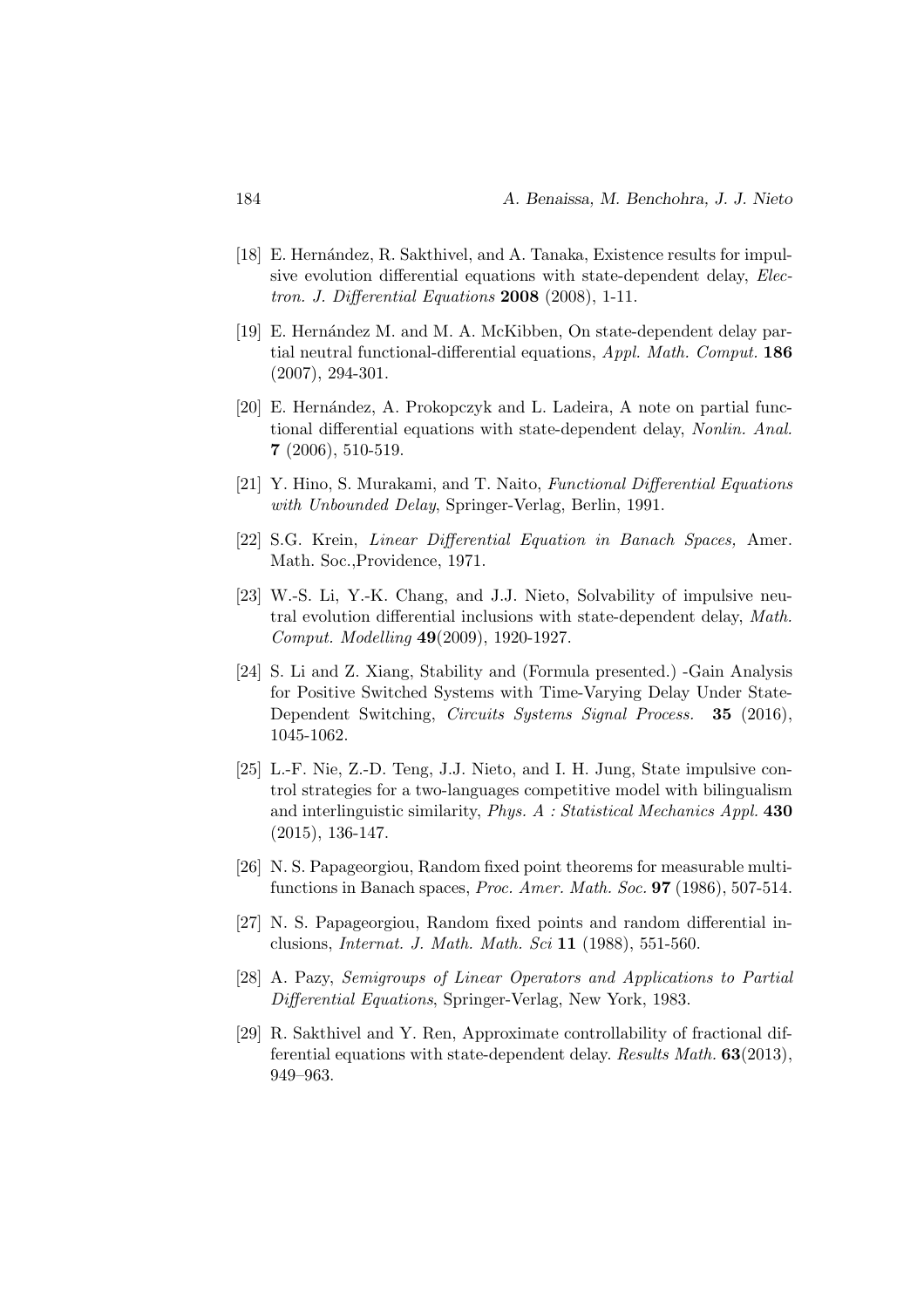[18] E. Hernández, R. Sakthivel, and A. Tanaka, Existence results for impulsive evolution differential equations with state-dependent delay, *Electron. J. Differential Equations* **2008** (2008), 1-11.

[19] E. Hernández M. and M. A. McKibben, On state-dependent delay partial neutral functional-differential equations, *Appl. Math. Comput.* **186** (2007), 294-301.

[20] E. Hernández, A. Prokopczyk and L. Ladeira, A note on partial functional differential equations with state-dependent delay, *Nonlin. Anal.* **7** (2006), 510-519.

[21] Y. Hino, S. Murakami, and T. Naito, *Functional Differential Equations with Unbounded Delay*, Springer-Verlag, Berlin, 1991.

[22] S.G. Krein, *Linear Differential Equation in Banach Spaces,* Amer. Math. Soc.,Providence, 1971.

[23] W.-S. Li, Y.-K. Chang, and J.J. Nieto, Solvability of impulsive neutral evolution differential inclusions with state-dependent delay, *Math. Comput. Modelling* **49**(2009), 1920-1927.

[24] S. Li and Z. Xiang, Stability and (Formula presented.) -Gain Analysis for Positive Switched Systems with Time-Varying Delay Under State-Dependent Switching, *Circuits Systems Signal Process.* **35** (2016), 1045-1062.

[25] L.-F. Nie, Z.-D. Teng, J.J. Nieto, and I. H. Jung, State impulsive control strategies for a two-languages competitive model with bilingualism and interlinguistic similarity, *Phys. A : Statistical Mechanics Appl.* **430** (2015), 136-147.

[26] N. S. Papageorgiou, Random fixed point theorems for measurable multifunctions in Banach spaces, *Proc. Amer. Math. Soc.* **97** (1986), 507-514.

[27] N. S. Papageorgiou, Random fixed points and random differential inclusions, *Internat. J. Math. Math. Sci* **11** (1988), 551-560.

[28] A. Pazy, *Semigroups of Linear Operators and Applications to Partial Differential Equations*, Springer-Verlag, New York, 1983.

[29] R. Sakthivel and Y. Ren, Approximate controllability of fractional differential equations with state-dependent delay. *Results Math.* **63**(2013), 949–963.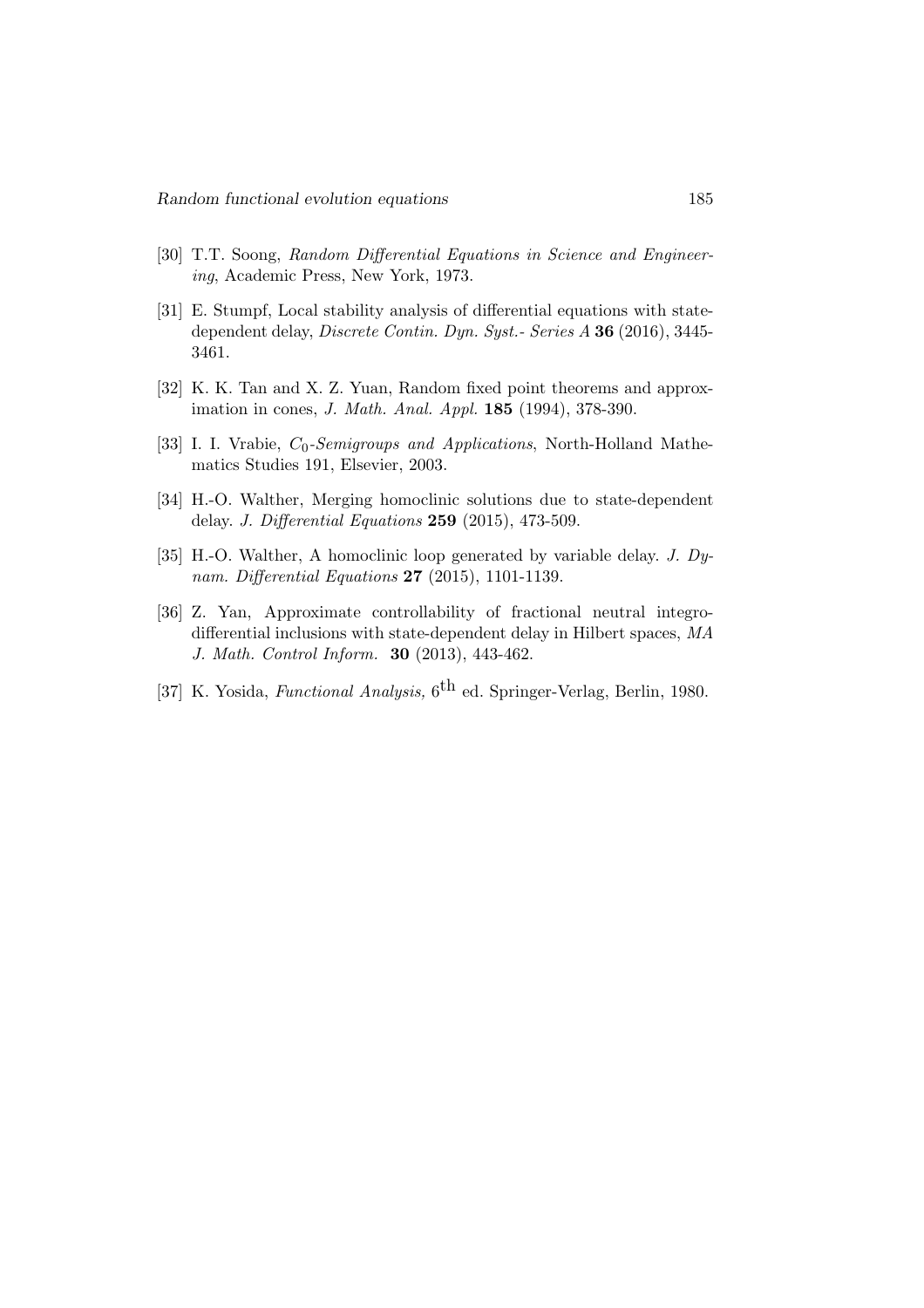[30] T.T. Soong, *Random Differential Equations in Science and Engineering*, Academic Press, New York, 1973.

[31] E. Stumpf, Local stability analysis of differential equations with state-dependent delay, *Discrete Contin. Dyn. Syst.- Series A* **36** (2016), 3445-3461.

[32] K. K. Tan and X. Z. Yuan, Random fixed point theorems and approximation in cones, *J. Math. Anal. Appl.* **185** (1994), 378-390.

[33] I. I. Vrabie, *$C_0$-Semigroups and Applications*, North-Holland Mathematics Studies 191, Elsevier, 2003.

[34] H.-O. Walther, Merging homoclinic solutions due to state-dependent delay. *J. Differential Equations* **259** (2015), 473-509.

[35] H.-O. Walther, A homoclinic loop generated by variable delay. *J. Dynam. Differential Equations* **27** (2015), 1101-1139.

[36] Z. Yan, Approximate controllability of fractional neutral integro-differential inclusions with state-dependent delay in Hilbert spaces, *MA J. Math. Control Inform.* **30** (2013), 443-462.

[37] K. Yosida, *Functional Analysis,* $6^{\text{th}}$ ed. Springer-Verlag, Berlin, 1980.